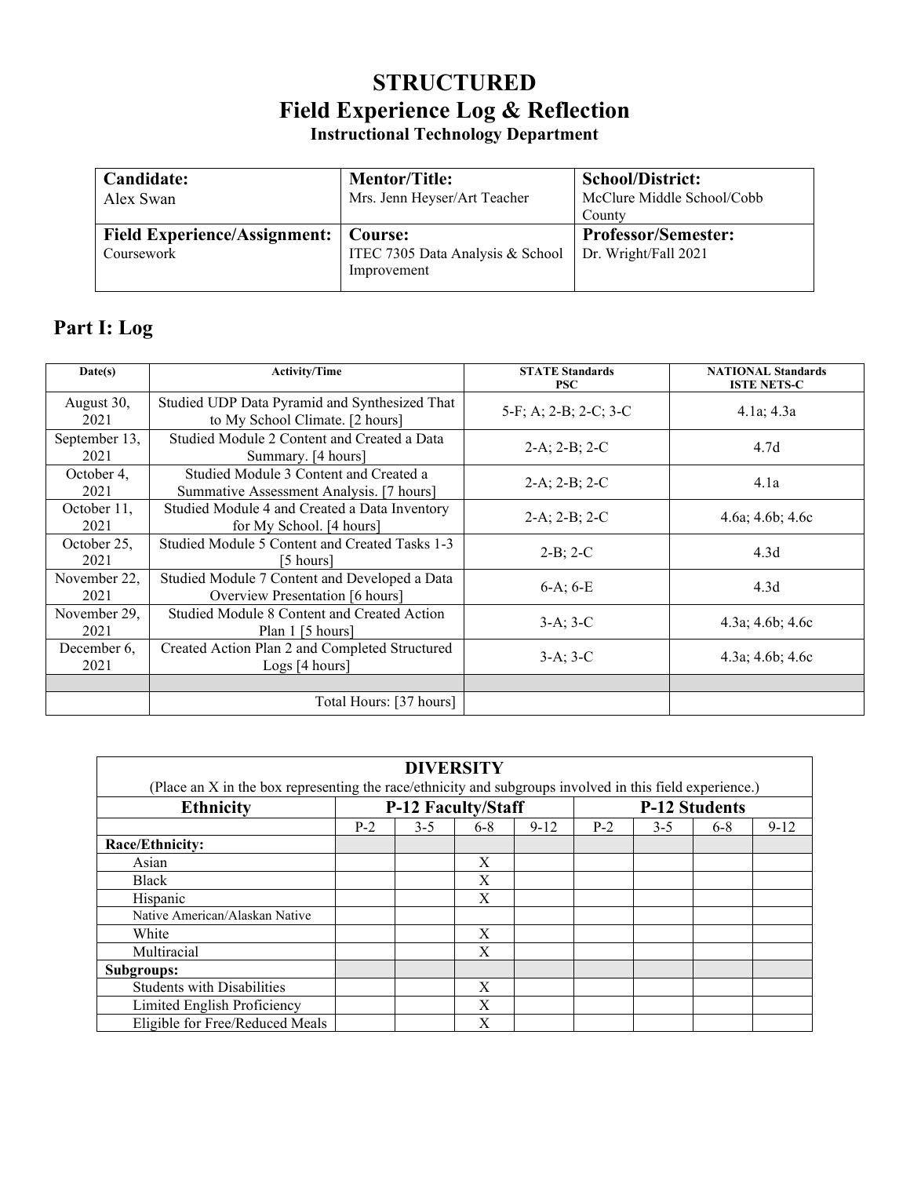# STRUCTURED
# Field Experience Log & Reflection
### Instructional Technology Department

| **Candidate:** Alex Swan | **Mentor/Title:** Mrs. Jenn Heyser/Art Teacher | **School/District:** McClure Middle School/Cobb County |
|---|---|---|
| **Field Experience/Assignment:** Coursework | **Course:** ITEC 7305 Data Analysis & School Improvement | **Professor/Semester:** Dr. Wright/Fall 2021 |

## Part I: Log

| Date(s) | Activity/Time | STATE Standards PSC | NATIONAL Standards ISTE NETS-C |
|---|---|---|---|
| August 30, 2021 | Studied UDP Data Pyramid and Synthesized That to My School Climate. [2 hours] | 5-F; A; 2-B; 2-C; 3-C | 4.1a; 4.3a |
| September 13, 2021 | Studied Module 2 Content and Created a Data Summary. [4 hours] | 2-A; 2-B; 2-C | 4.7d |
| October 4, 2021 | Studied Module 3 Content and Created a Summative Assessment Analysis. [7 hours] | 2-A; 2-B; 2-C | 4.1a |
| October 11, 2021 | Studied Module 4 and Created a Data Inventory for My School. [4 hours] | 2-A; 2-B; 2-C | 4.6a; 4.6b; 4.6c |
| October 25, 2021 | Studied Module 5 Content and Created Tasks 1-3 [5 hours] | 2-B; 2-C | 4.3d |
| November 22, 2021 | Studied Module 7 Content and Developed a Data Overview Presentation [6 hours] | 6-A; 6-E | 4.3d |
| November 29, 2021 | Studied Module 8 Content and Created Action Plan 1 [5 hours] | 3-A; 3-C | 4.3a; 4.6b; 4.6c |
| December 6, 2021 | Created Action Plan 2 and Completed Structured Logs [4 hours] | 3-A; 3-C | 4.3a; 4.6b; 4.6c |
| | | | |
| | Total Hours: [37 hours] | | |

**DIVERSITY**

(Place an X in the box representing the race/ethnicity and subgroups involved in this field experience.)

| Ethnicity | P-12 Faculty/Staff | | | | P-12 Students | | | |
|---|---|---|---|---|---|---|---|---|
| | P-2 | 3-5 | 6-8 | 9-12 | P-2 | 3-5 | 6-8 | 9-12 |
| **Race/Ethnicity:** | | | | | | | | |
| Asian | | | X | | | | | |
| Black | | | X | | | | | |
| Hispanic | | | X | | | | | |
| Native American/Alaskan Native | | | | | | | | |
| White | | | X | | | | | |
| Multiracial | | | X | | | | | |
| **Subgroups:** | | | | | | | | |
| Students with Disabilities | | | X | | | | | |
| Limited English Proficiency | | | X | | | | | |
| Eligible for Free/Reduced Meals | | | X | | | | | |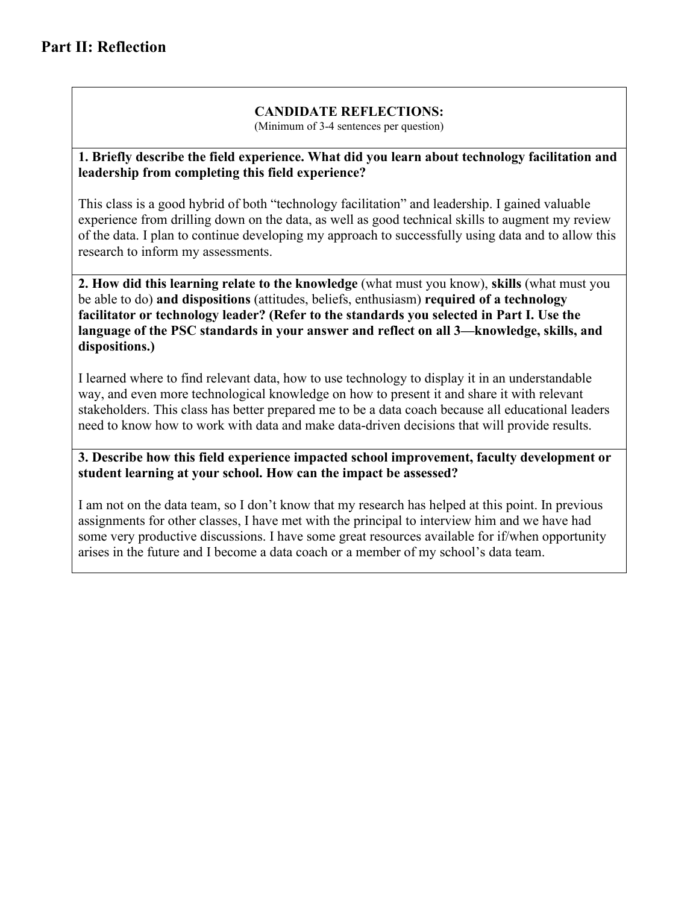## Part II: Reflection

**CANDIDATE REFLECTIONS:**
(Minimum of 3-4 sentences per question)

**1. Briefly describe the field experience. What did you learn about technology facilitation and leadership from completing this field experience?**

This class is a good hybrid of both "technology facilitation" and leadership. I gained valuable experience from drilling down on the data, as well as good technical skills to augment my review of the data. I plan to continue developing my approach to successfully using data and to allow this research to inform my assessments.

**2. How did this learning relate to the knowledge** (what must you know), **skills** (what must you be able to do) **and dispositions** (attitudes, beliefs, enthusiasm) **required of a technology facilitator or technology leader? (Refer to the standards you selected in Part I. Use the language of the PSC standards in your answer and reflect on all 3—knowledge, skills, and dispositions.)**

I learned where to find relevant data, how to use technology to display it in an understandable way, and even more technological knowledge on how to present it and share it with relevant stakeholders. This class has better prepared me to be a data coach because all educational leaders need to know how to work with data and make data-driven decisions that will provide results.

**3. Describe how this field experience impacted school improvement, faculty development or student learning at your school. How can the impact be assessed?**

I am not on the data team, so I don't know that my research has helped at this point. In previous assignments for other classes, I have met with the principal to interview him and we have had some very productive discussions. I have some great resources available for if/when opportunity arises in the future and I become a data coach or a member of my school's data team.